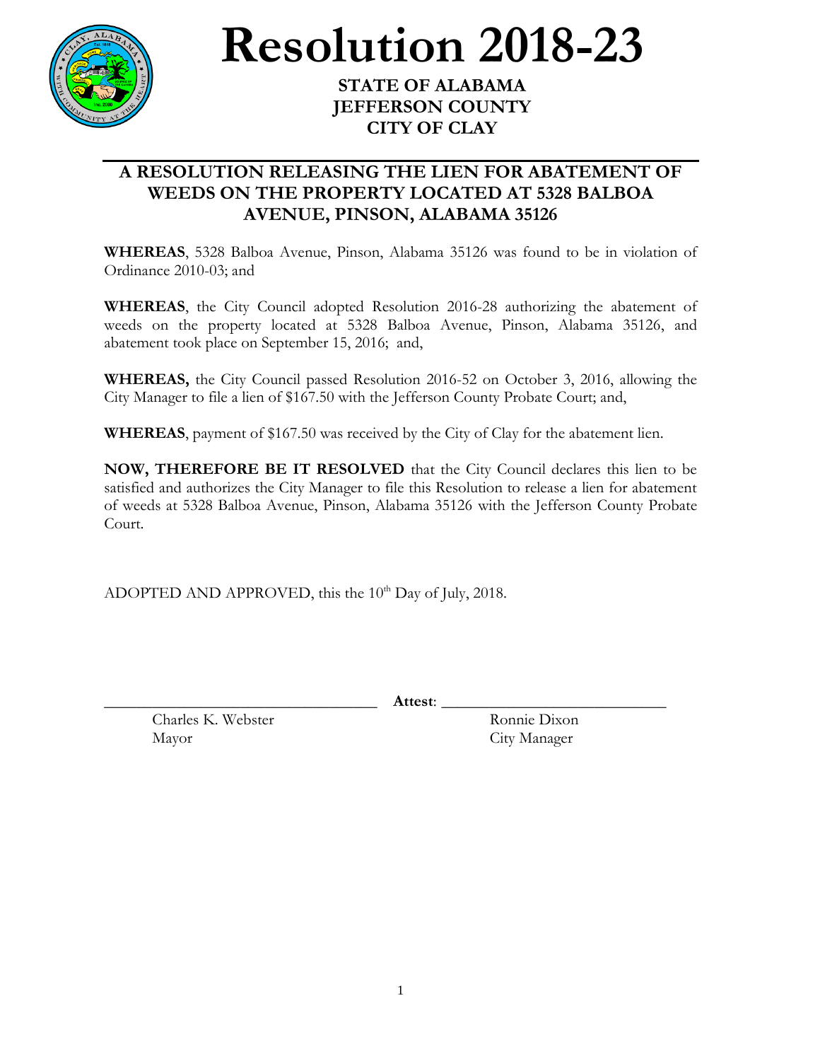# Resolution 2018-23

**STATE OF ALABAMA**
**JEFFERSON COUNTY**
**CITY OF CLAY**

## A RESOLUTION RELEASING THE LIEN FOR ABATEMENT OF WEEDS ON THE PROPERTY LOCATED AT 5328 BALBOA AVENUE, PINSON, ALABAMA 35126

**WHEREAS**, 5328 Balboa Avenue, Pinson, Alabama 35126 was found to be in violation of Ordinance 2010-03; and

**WHEREAS**, the City Council adopted Resolution 2016-28 authorizing the abatement of weeds on the property located at 5328 Balboa Avenue, Pinson, Alabama 35126, and abatement took place on September 15, 2016; and,

**WHEREAS,** the City Council passed Resolution 2016-52 on October 3, 2016, allowing the City Manager to file a lien of $167.50 with the Jefferson County Probate Court; and,

**WHEREAS**, payment of $167.50 was received by the City of Clay for the abatement lien.

**NOW, THEREFORE BE IT RESOLVED** that the City Council declares this lien to be satisfied and authorizes the City Manager to file this Resolution to release a lien for abatement of weeds at 5328 Balboa Avenue, Pinson, Alabama 35126 with the Jefferson County Probate Court.

ADOPTED AND APPROVED, this the 10th Day of July, 2018.

\_\_\_\_\_\_\_\_\_\_\_\_\_\_\_\_\_\_\_\_\_\_\_\_\_\_\_\_\_\_\_\_ **Attest**: \_\_\_\_\_\_\_\_\_\_\_\_\_\_\_\_\_\_\_\_\_\_\_\_\_\_\_\_\_\_\_\_

Charles K. Webster
Mayor

Ronnie Dixon
City Manager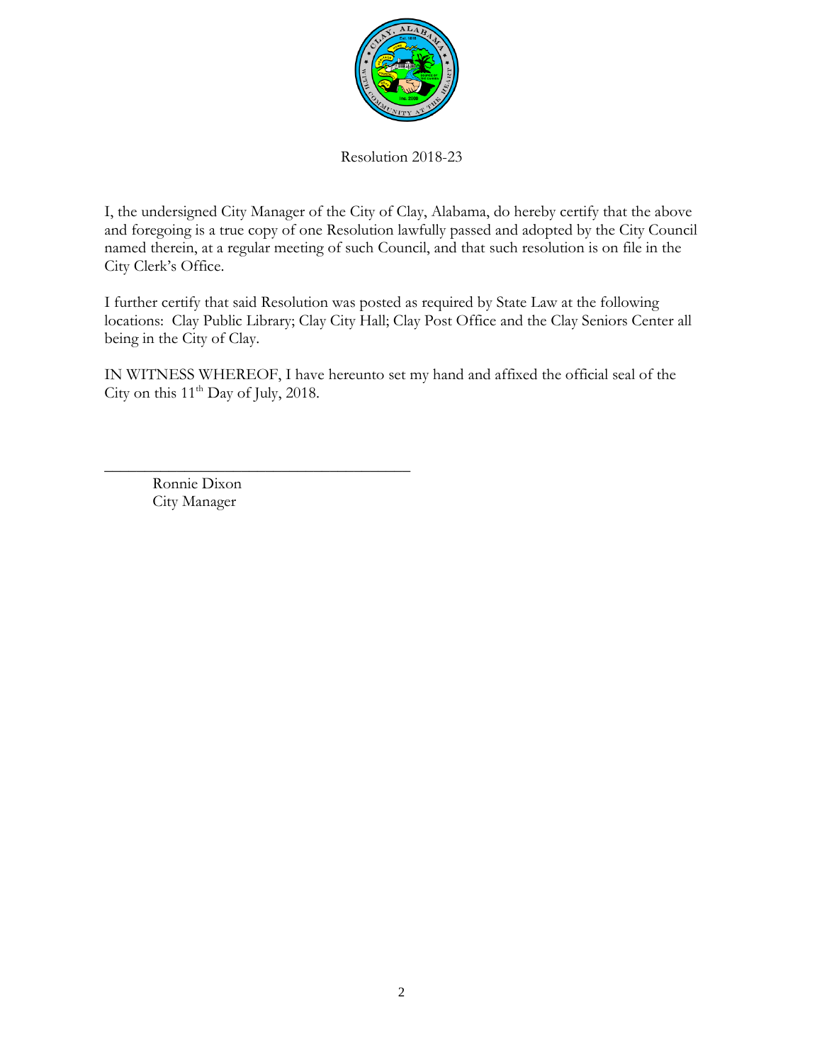Resolution 2018-23

I, the undersigned City Manager of the City of Clay, Alabama, do hereby certify that the above and foregoing is a true copy of one Resolution lawfully passed and adopted by the City Council named therein, at a regular meeting of such Council, and that such resolution is on file in the City Clerk's Office.

I further certify that said Resolution was posted as required by State Law at the following locations: Clay Public Library; Clay City Hall; Clay Post Office and the Clay Seniors Center all being in the City of Clay.

IN WITNESS WHEREOF, I have hereunto set my hand and affixed the official seal of the City on this 11th Day of July, 2018.

\_\_\_\_\_\_\_\_\_\_\_\_\_\_\_\_\_\_\_\_\_\_\_\_\_\_\_\_\_\_\_\_\_\_\_\_\_\_

Ronnie Dixon
City Manager